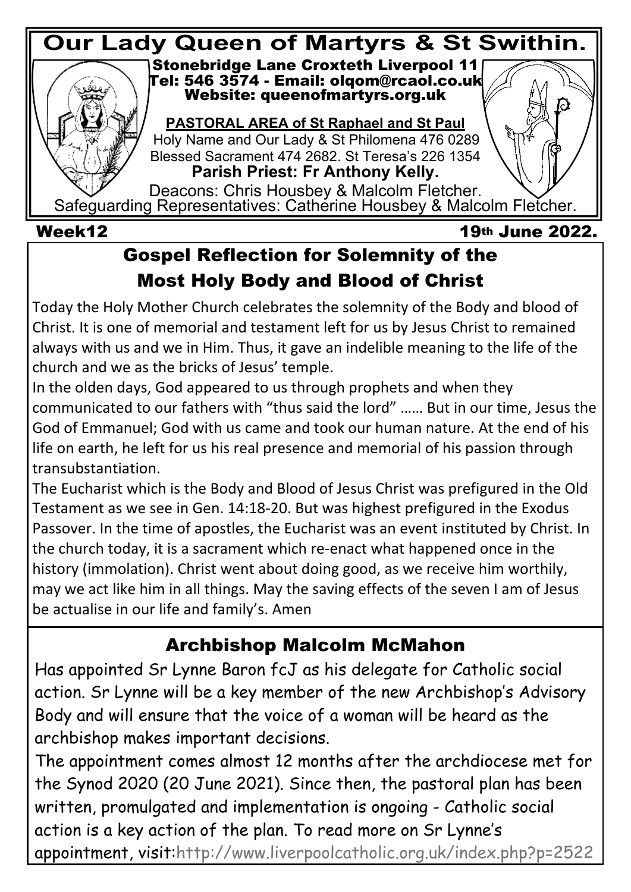# Our Lady Queen of Martyrs & St Swithin.

Stonebridge Lane Croxteth Liverpool 11
Tel: 546 3574 - Email: olqom@rcaol.co.uk
Website: queenofmartyrs.org.uk

**PASTORAL AREA of St Raphael and St Paul**
Holy Name and Our Lady & St Philomena 476 0289
Blessed Sacrament 474 2682. St Teresa's 226 1354
**Parish Priest: Fr Anthony Kelly.**
Deacons: Chris Housbey & Malcolm Fletcher.
Safeguarding Representatives: Catherine Housbey & Malcolm Fletcher.

Week12 19th June 2022.

## Gospel Reflection for Solemnity of the Most Holy Body and Blood of Christ

Today the Holy Mother Church celebrates the solemnity of the Body and blood of Christ. It is one of memorial and testament left for us by Jesus Christ to remained always with us and we in Him. Thus, it gave an indelible meaning to the life of the church and we as the bricks of Jesus' temple.

In the olden days, God appeared to us through prophets and when they communicated to our fathers with "thus said the lord" …… But in our time, Jesus the God of Emmanuel; God with us came and took our human nature. At the end of his life on earth, he left for us his real presence and memorial of his passion through transubstantiation.

The Eucharist which is the Body and Blood of Jesus Christ was prefigured in the Old Testament as we see in Gen. 14:18-20. But was highest prefigured in the Exodus Passover. In the time of apostles, the Eucharist was an event instituted by Christ. In the church today, it is a sacrament which re-enact what happened once in the history (immolation). Christ went about doing good, as we receive him worthily, may we act like him in all things. May the saving effects of the seven I am of Jesus be actualise in our life and family's. Amen

## Archbishop Malcolm McMahon

Has appointed Sr Lynne Baron fcJ as his delegate for Catholic social action. Sr Lynne will be a key member of the new Archbishop's Advisory Body and will ensure that the voice of a woman will be heard as the archbishop makes important decisions.

The appointment comes almost 12 months after the archdiocese met for the Synod 2020 (20 June 2021). Since then, the pastoral plan has been written, promulgated and implementation is ongoing - Catholic social action is a key action of the plan. To read more on Sr Lynne's appointment, visit:http://www.liverpoolcatholic.org.uk/index.php?p=2522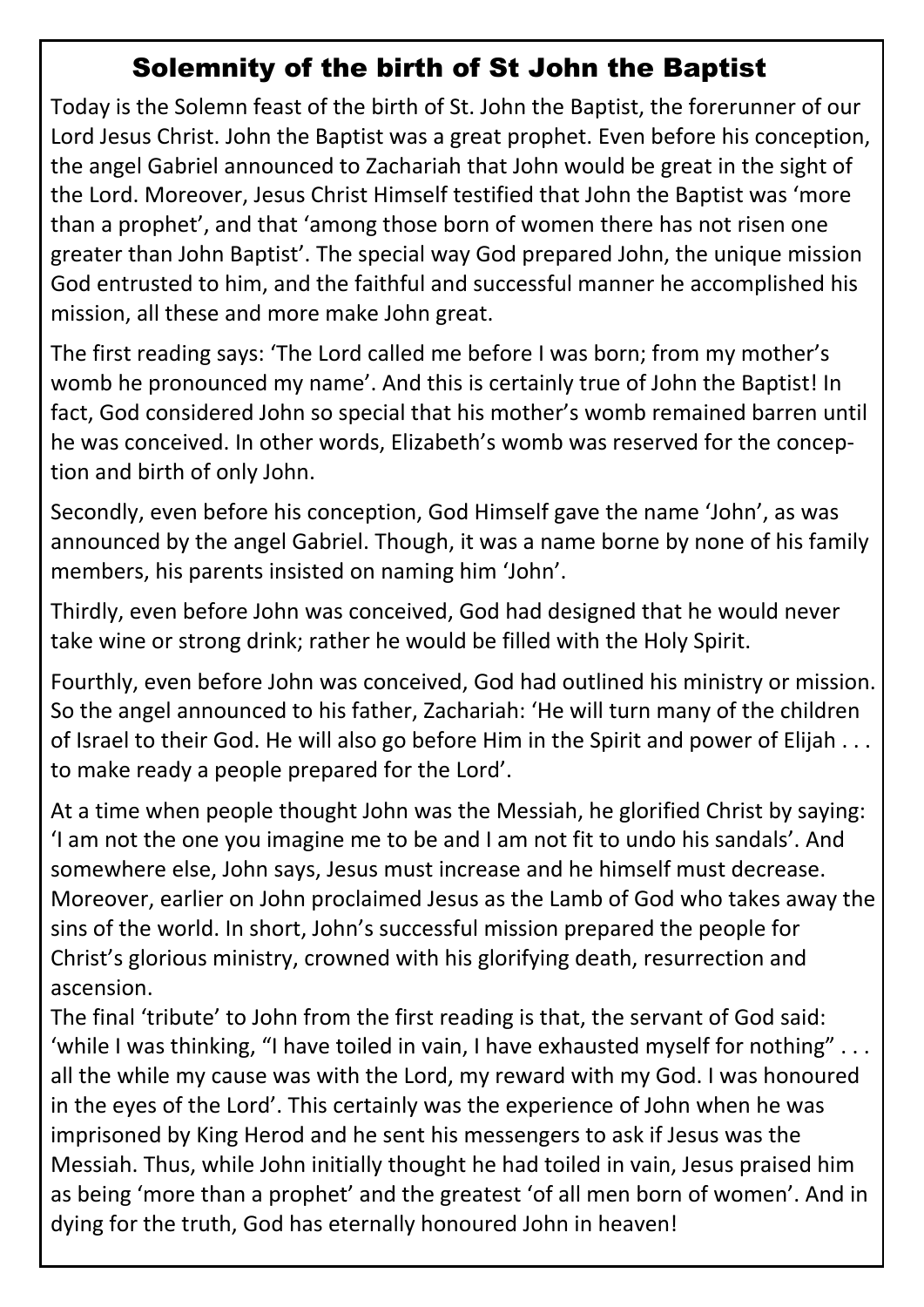## Solemnity of the birth of St John the Baptist

Today is the Solemn feast of the birth of St. John the Baptist, the forerunner of our Lord Jesus Christ. John the Baptist was a great prophet. Even before his conception, the angel Gabriel announced to Zachariah that John would be great in the sight of the Lord. Moreover, Jesus Christ Himself testified that John the Baptist was 'more than a prophet', and that 'among those born of women there has not risen one greater than John Baptist'. The special way God prepared John, the unique mission God entrusted to him, and the faithful and successful manner he accomplished his mission, all these and more make John great.

The first reading says: 'The Lord called me before I was born; from my mother's womb he pronounced my name'. And this is certainly true of John the Baptist! In fact, God considered John so special that his mother's womb remained barren until he was conceived. In other words, Elizabeth's womb was reserved for the conception and birth of only John.

Secondly, even before his conception, God Himself gave the name 'John', as was announced by the angel Gabriel. Though, it was a name borne by none of his family members, his parents insisted on naming him 'John'.

Thirdly, even before John was conceived, God had designed that he would never take wine or strong drink; rather he would be filled with the Holy Spirit.

Fourthly, even before John was conceived, God had outlined his ministry or mission. So the angel announced to his father, Zachariah: 'He will turn many of the children of Israel to their God. He will also go before Him in the Spirit and power of Elijah . . . to make ready a people prepared for the Lord'.

At a time when people thought John was the Messiah, he glorified Christ by saying: 'I am not the one you imagine me to be and I am not fit to undo his sandals'. And somewhere else, John says, Jesus must increase and he himself must decrease. Moreover, earlier on John proclaimed Jesus as the Lamb of God who takes away the sins of the world. In short, John's successful mission prepared the people for Christ's glorious ministry, crowned with his glorifying death, resurrection and ascension.

The final 'tribute' to John from the first reading is that, the servant of God said: 'while I was thinking, "I have toiled in vain, I have exhausted myself for nothing" . . . all the while my cause was with the Lord, my reward with my God. I was honoured in the eyes of the Lord'. This certainly was the experience of John when he was imprisoned by King Herod and he sent his messengers to ask if Jesus was the Messiah. Thus, while John initially thought he had toiled in vain, Jesus praised him as being 'more than a prophet' and the greatest 'of all men born of women'. And in dying for the truth, God has eternally honoured John in heaven!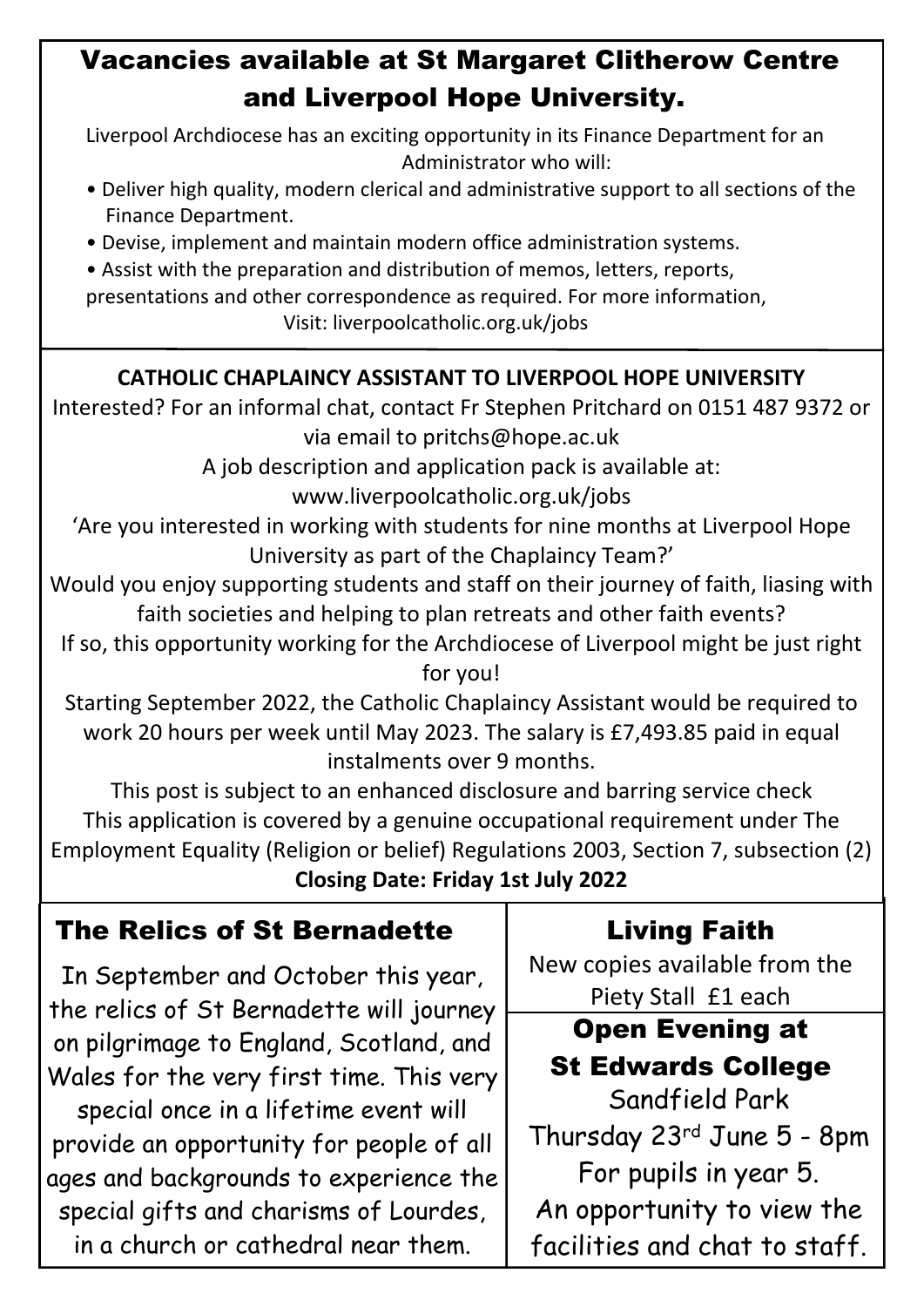# Vacancies available at St Margaret Clitherow Centre and Liverpool Hope University.

Liverpool Archdiocese has an exciting opportunity in its Finance Department for an Administrator who will:

- Deliver high quality, modern clerical and administrative support to all sections of the Finance Department.
- Devise, implement and maintain modern office administration systems.
- Assist with the preparation and distribution of memos, letters, reports, presentations and other correspondence as required. For more information, Visit: liverpoolcatholic.org.uk/jobs

**CATHOLIC CHAPLAINCY ASSISTANT TO LIVERPOOL HOPE UNIVERSITY**

Interested? For an informal chat, contact Fr Stephen Pritchard on 0151 487 9372 or via email to pritchs@hope.ac.uk

A job description and application pack is available at: www.liverpoolcatholic.org.uk/jobs

'Are you interested in working with students for nine months at Liverpool Hope University as part of the Chaplaincy Team?'

Would you enjoy supporting students and staff on their journey of faith, liasing with faith societies and helping to plan retreats and other faith events?

If so, this opportunity working for the Archdiocese of Liverpool might be just right for you!

Starting September 2022, the Catholic Chaplaincy Assistant would be required to work 20 hours per week until May 2023. The salary is £7,493.85 paid in equal instalments over 9 months.

This post is subject to an enhanced disclosure and barring service check

This application is covered by a genuine occupational requirement under The Employment Equality (Religion or belief) Regulations 2003, Section 7, subsection (2)

**Closing Date: Friday 1st July 2022**

## The Relics of St Bernadette

In September and October this year, the relics of St Bernadette will journey on pilgrimage to England, Scotland, and Wales for the very first time. This very special once in a lifetime event will provide an opportunity for people of all ages and backgrounds to experience the special gifts and charisms of Lourdes, in a church or cathedral near them.

## Living Faith

New copies available from the Piety Stall £1 each

## Open Evening at St Edwards College

Sandfield Park

Thursday 23rd June 5 - 8pm

For pupils in year 5.

An opportunity to view the facilities and chat to staff.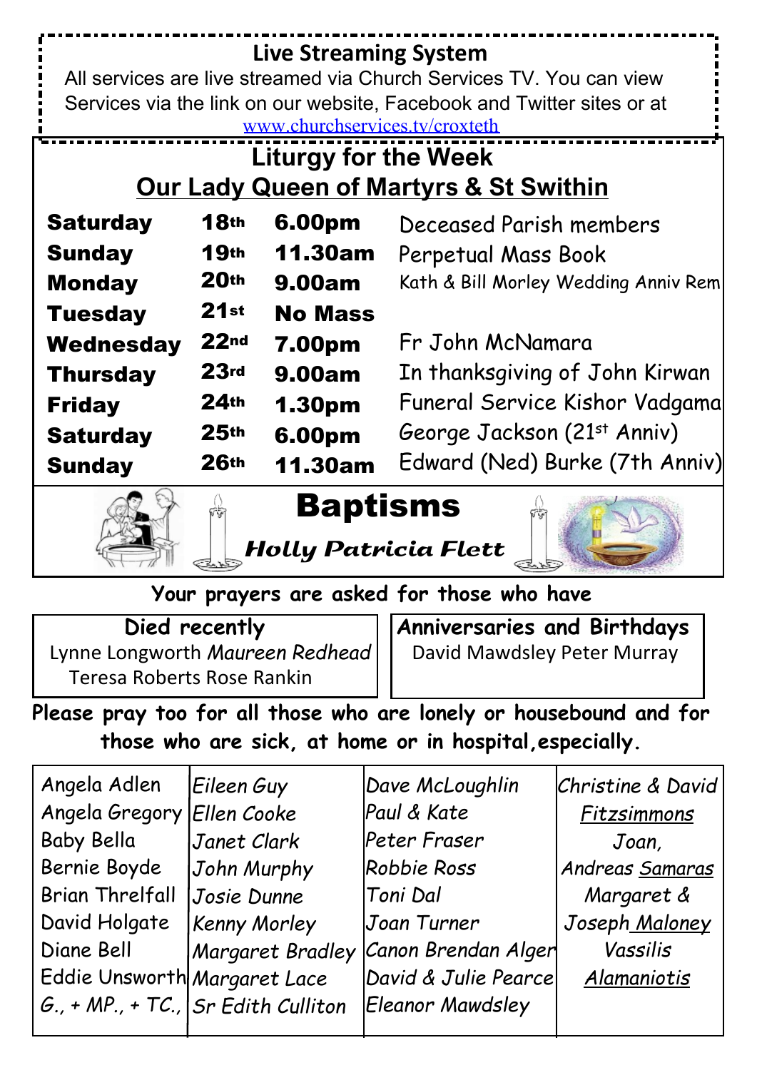## Live Streaming System

All services are live streamed via Church Services TV. You can view Services via the link on our website, Facebook and Twitter sites or at www.churchservices.tv/croxteth

## Liturgy for the Week

### Our Lady Queen of Martyrs & St Swithin

| | | | |
|---|---|---|---|
| **Saturday** | **18th** | **6.00pm** | Deceased Parish members |
| **Sunday** | **19th** | **11.30am** | Perpetual Mass Book |
| **Monday** | **20th** | **9.00am** | Kath & Bill Morley Wedding Anniv Rem |
| **Tuesday** | **21st** | **No Mass** | |
| **Wednesday** | **22nd** | **7.00pm** | Fr John McNamara |
| **Thursday** | **23rd** | **9.00am** | In thanksgiving of John Kirwan |
| **Friday** | **24th** | **1.30pm** | Funeral Service Kishor Vadgama |
| **Saturday** | **25th** | **6.00pm** | George Jackson (21st Anniv) |
| **Sunday** | **26th** | **11.30am** | Edward (Ned) Burke (7th Anniv) |

## Baptisms

***Holly Patricia Flett***

**Your prayers are asked for those who have**

**Died recently**

Lynne Longworth *Maureen Redhead*
Teresa Roberts Rose Rankin

**Anniversaries and Birthdays**

David Mawdsley Peter Murray

**Please pray too for all those who are lonely or housebound and for those who are sick, at home or in hospital, especially.**

| | | | |
|---|---|---|---|
| Angela Adlen | *Eileen Guy* | *Dave McLoughlin* | *Christine & David* |
| Angela Gregory | *Ellen Cooke* | *Paul & Kate* | *Fitzsimmons* |
| Baby Bella | *Janet Clark* | *Peter Fraser* | *Joan,* |
| Bernie Boyde | *John Murphy* | *Robbie Ross* | *Andreas Samaras* |
| Brian Threlfall | *Josie Dunne* | *Toni Dal* | *Margaret &* |
| David Holgate | *Kenny Morley* | *Joan Turner* | *Joseph Maloney* |
| Diane Bell | *Margaret Bradley* | *Canon Brendan Alger* | *Vassilis* |
| Eddie Unsworth | *Margaret Lace* | *David & Julie Pearce* | *Alamaniotis* |
| *G., + MP., + TC.,* | *Sr Edith Culliton* | *Eleanor Mawdsley* | |